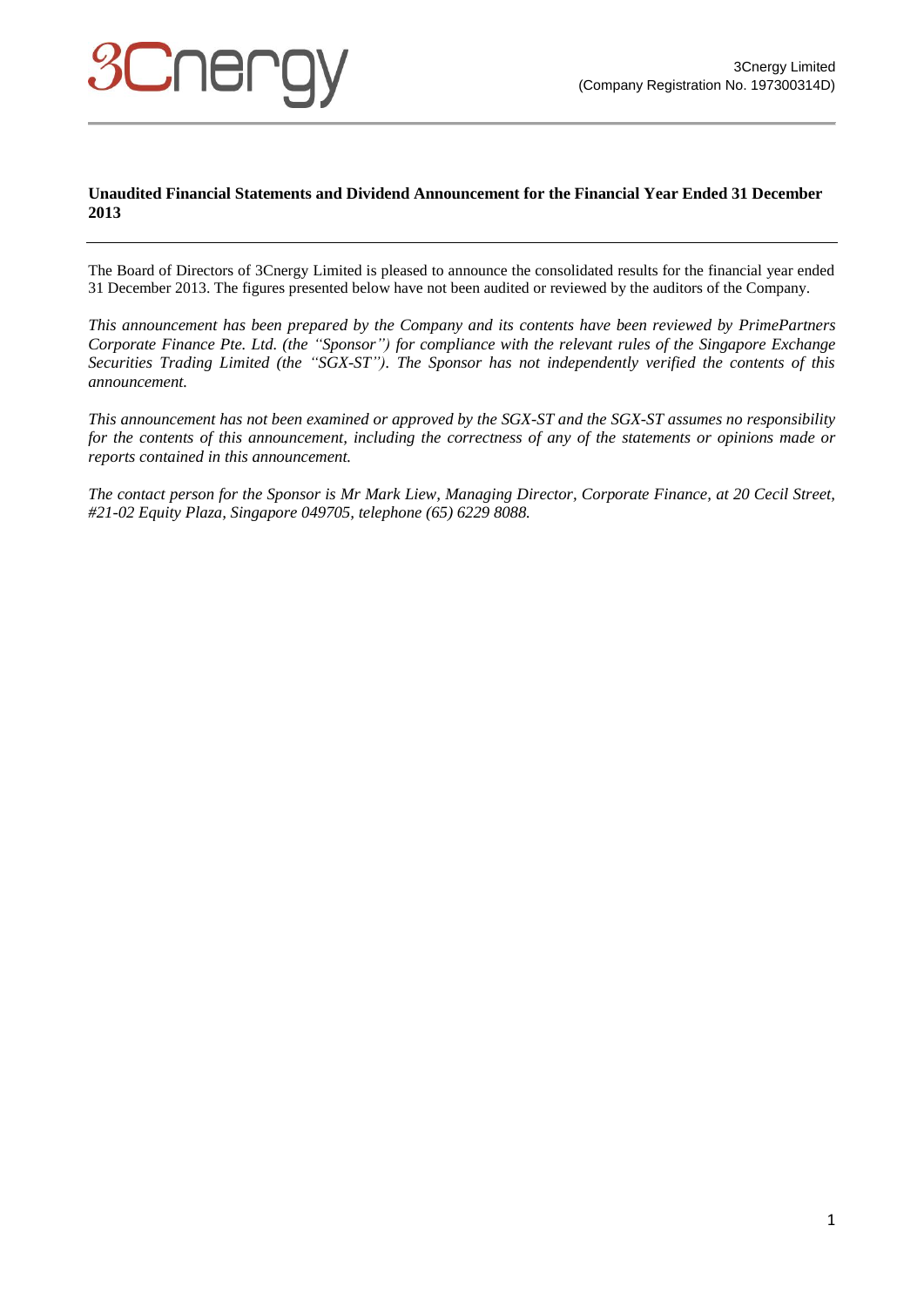3Cnergy Limited
(Company Registration No. 197300314D)

**Unaudited Financial Statements and Dividend Announcement for the Financial Year Ended 31 December 2013**

The Board of Directors of 3Cnergy Limited is pleased to announce the consolidated results for the financial year ended 31 December 2013. The figures presented below have not been audited or reviewed by the auditors of the Company.

*This announcement has been prepared by the Company and its contents have been reviewed by PrimePartners Corporate Finance Pte. Ltd. (the "Sponsor") for compliance with the relevant rules of the Singapore Exchange Securities Trading Limited (the "SGX-ST"). The Sponsor has not independently verified the contents of this announcement.*

*This announcement has not been examined or approved by the SGX-ST and the SGX-ST assumes no responsibility for the contents of this announcement, including the correctness of any of the statements or opinions made or reports contained in this announcement.*

*The contact person for the Sponsor is Mr Mark Liew, Managing Director, Corporate Finance, at 20 Cecil Street, #21-02 Equity Plaza, Singapore 049705, telephone (65) 6229 8088.*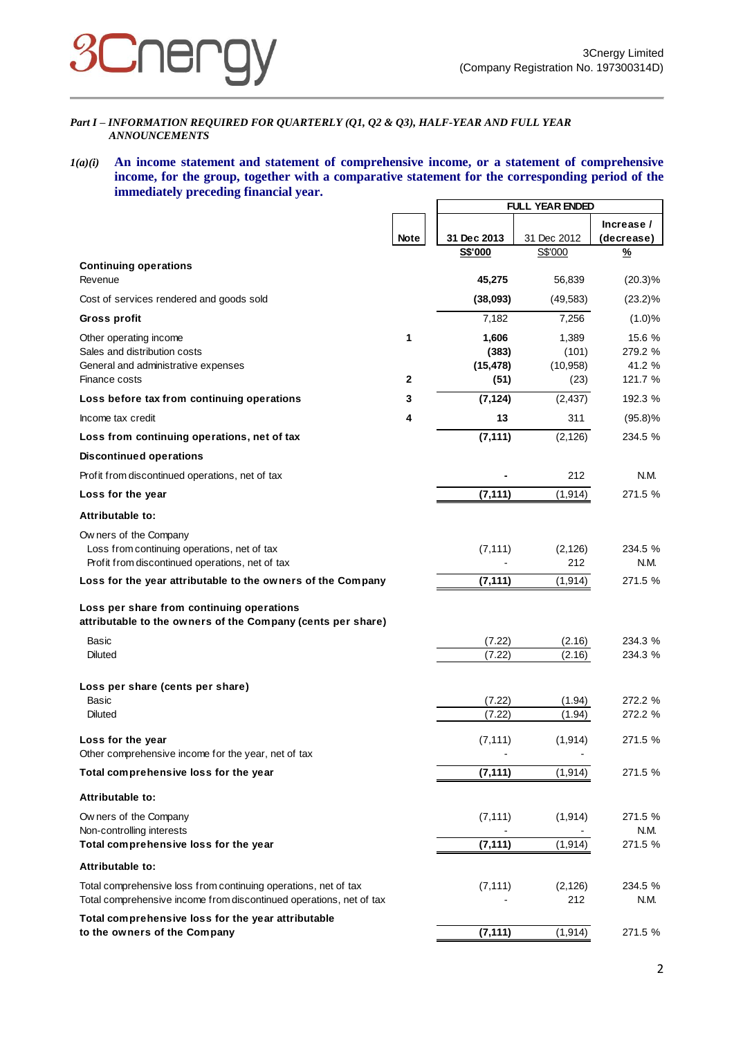*Part I – INFORMATION REQUIRED FOR QUARTERLY (Q1, Q2 & Q3), HALF-YEAR AND FULL YEAR ANNOUNCEMENTS*

***1(a)(i)* An income statement and statement of comprehensive income, or a statement of comprehensive income, for the group, together with a comparative statement for the corresponding period of the immediately preceding financial year.**

| | Note | FULL YEAR ENDED | | |
|---|---|---|---|---|
| | | 31 Dec 2013 | 31 Dec 2012 | Increase / (decrease) |
| | | S$'000 | S$'000 | % |
| **Continuing operations** | | | | |
| Revenue | | **45,275** | 56,839 | (20.3)% |
| Cost of services rendered and goods sold | | **(38,093)** | (49,583) | (23.2)% |
| **Gross profit** | | 7,182 | 7,256 | (1.0)% |
| Other operating income | 1 | **1,606** | 1,389 | 15.6 % |
| Sales and distribution costs | | **(383)** | (101) | 279.2 % |
| General and administrative expenses | | **(15,478)** | (10,958) | 41.2 % |
| Finance costs | 2 | **(51)** | (23) | 121.7 % |
| **Loss before tax from continuing operations** | 3 | **(7,124)** | (2,437) | 192.3 % |
| Income tax credit | 4 | **13** | 311 | (95.8)% |
| **Loss from continuing operations, net of tax** | | **(7,111)** | (2,126) | 234.5 % |
| **Discontinued operations** | | | | |
| Profit from discontinued operations, net of tax | | **-** | 212 | N.M. |
| **Loss for the year** | | **(7,111)** | (1,914) | 271.5 % |
| **Attributable to:** | | | | |
| Owners of the Company | | | | |
| Loss from continuing operations, net of tax | | (7,111) | (2,126) | 234.5 % |
| Profit from discontinued operations, net of tax | | - | 212 | N.M. |
| **Loss for the year attributable to the owners of the Company** | | **(7,111)** | (1,914) | 271.5 % |
| **Loss per share from continuing operations attributable to the owners of the Company (cents per share)** | | | | |
| Basic | | (7.22) | (2.16) | 234.3 % |
| Diluted | | (7.22) | (2.16) | 234.3 % |
| **Loss per share (cents per share)** | | | | |
| Basic | | (7.22) | (1.94) | 272.2 % |
| Diluted | | (7.22) | (1.94) | 272.2 % |
| **Loss for the year** | | (7,111) | (1,914) | 271.5 % |
| Other comprehensive income for the year, net of tax | | - | - | |
| **Total comprehensive loss for the year** | | **(7,111)** | (1,914) | 271.5 % |
| **Attributable to:** | | | | |
| Owners of the Company | | (7,111) | (1,914) | 271.5 % |
| Non-controlling interests | | - | - | N.M. |
| **Total comprehensive loss for the year** | | **(7,111)** | (1,914) | 271.5 % |
| **Attributable to:** | | | | |
| Total comprehensive loss from continuing operations, net of tax | | (7,111) | (2,126) | 234.5 % |
| Total comprehensive income from discontinued operations, net of tax | | - | 212 | N.M. |
| **Total comprehensive loss for the year attributable to the owners of the Company** | | **(7,111)** | (1,914) | 271.5 % |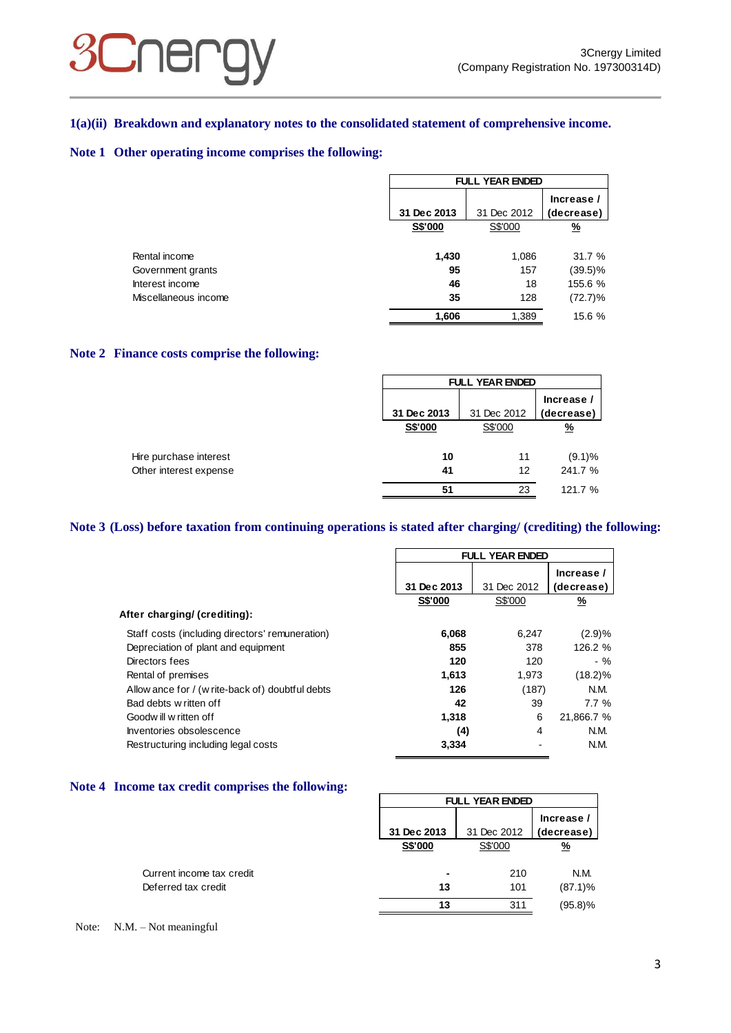## 1(a)(ii) Breakdown and explanatory notes to the consolidated statement of comprehensive income.

### Note 1 Other operating income comprises the following:

| | FULL YEAR ENDED | | |
|---|---|---|---|
| | 31 Dec 2013 | 31 Dec 2012 | Increase / (decrease) |
| | S$'000 | S$'000 | % |
| Rental income | 1,430 | 1,086 | 31.7 % |
| Government grants | 95 | 157 | (39.5)% |
| Interest income | 46 | 18 | 155.6 % |
| Miscellaneous income | 35 | 128 | (72.7)% |
| | 1,606 | 1,389 | 15.6 % |

### Note 2 Finance costs comprise the following:

| | FULL YEAR ENDED | | |
|---|---|---|---|
| | 31 Dec 2013 | 31 Dec 2012 | Increase / (decrease) |
| | S$'000 | S$'000 | % |
| Hire purchase interest | 10 | 11 | (9.1)% |
| Other interest expense | 41 | 12 | 241.7 % |
| | 51 | 23 | 121.7 % |

### Note 3 (Loss) before taxation from continuing operations is stated after charging/ (crediting) the following:

| | FULL YEAR ENDED | | |
|---|---|---|---|
| | 31 Dec 2013 | 31 Dec 2012 | Increase / (decrease) |
| | S$'000 | S$'000 | % |
| **After charging/ (crediting):** | | | |
| Staff costs (including directors' remuneration) | 6,068 | 6,247 | (2.9)% |
| Depreciation of plant and equipment | 855 | 378 | 126.2 % |
| Directors fees | 120 | 120 | - % |
| Rental of premises | 1,613 | 1,973 | (18.2)% |
| Allowance for / (write-back of) doubtful debts | 126 | (187) | N.M. |
| Bad debts written off | 42 | 39 | 7.7 % |
| Goodwill written off | 1,318 | 6 | 21,866.7 % |
| Inventories obsolescence | (4) | 4 | N.M. |
| Restructuring including legal costs | 3,334 | - | N.M. |

### Note 4 Income tax credit comprises the following:

| | FULL YEAR ENDED | | |
|---|---|---|---|
| | 31 Dec 2013 | 31 Dec 2012 | Increase / (decrease) |
| | S$'000 | S$'000 | % |
| Current income tax credit | - | 210 | N.M. |
| Deferred tax credit | 13 | 101 | (87.1)% |
| | 13 | 311 | (95.8)% |

Note: N.M. – Not meaningful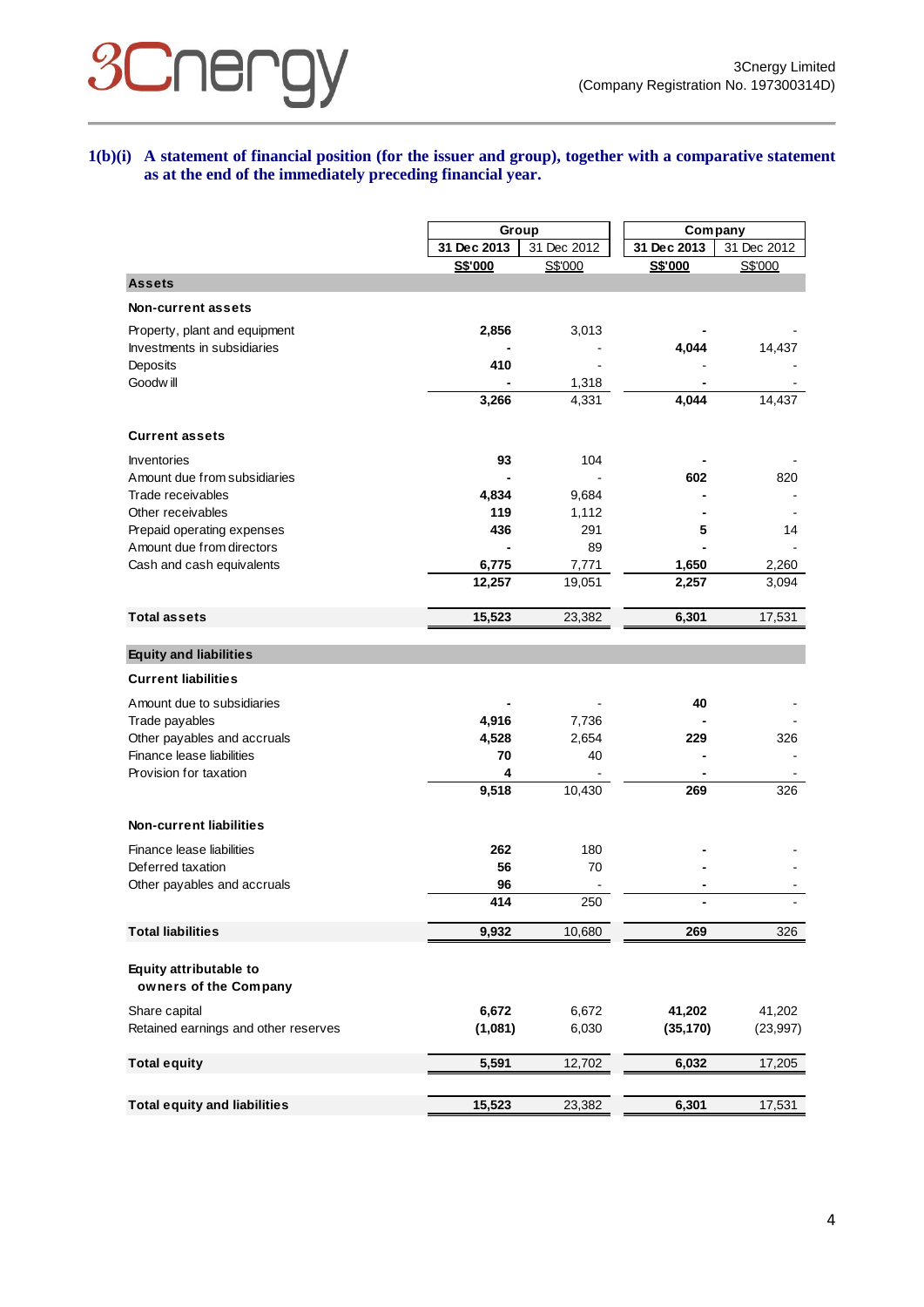### 1(b)(i) A statement of financial position (for the issuer and group), together with a comparative statement as at the end of the immediately preceding financial year.

| | Group | | Company | |
|---|---|---|---|---|
| | **31 Dec 2013** | 31 Dec 2012 | **31 Dec 2013** | 31 Dec 2012 |
| | **S$'000** | S$'000 | **S$'000** | S$'000 |
| **Assets** | | | | |
| **Non-current assets** | | | | |
| Property, plant and equipment | **2,856** | 3,013 | **-** | - |
| Investments in subsidiaries | **-** | - | **4,044** | 14,437 |
| Deposits | **410** | - | **-** | - |
| Goodwill | **-** | 1,318 | **-** | - |
| | **3,266** | 4,331 | **4,044** | 14,437 |
| **Current assets** | | | | |
| Inventories | **93** | 104 | **-** | - |
| Amount due from subsidiaries | **-** | - | **602** | 820 |
| Trade receivables | **4,834** | 9,684 | **-** | - |
| Other receivables | **119** | 1,112 | **-** | - |
| Prepaid operating expenses | **436** | 291 | **5** | 14 |
| Amount due from directors | **-** | 89 | **-** | - |
| Cash and cash equivalents | **6,775** | 7,771 | **1,650** | 2,260 |
| | **12,257** | 19,051 | **2,257** | 3,094 |
| **Total assets** | **15,523** | 23,382 | **6,301** | 17,531 |
| **Equity and liabilities** | | | | |
| **Current liabilities** | | | | |
| Amount due to subsidiaries | **-** | - | **40** | - |
| Trade payables | **4,916** | 7,736 | **-** | - |
| Other payables and accruals | **4,528** | 2,654 | **229** | 326 |
| Finance lease liabilities | **70** | 40 | **-** | - |
| Provision for taxation | **4** | - | **-** | - |
| | **9,518** | 10,430 | **269** | 326 |
| **Non-current liabilities** | | | | |
| Finance lease liabilities | **262** | 180 | **-** | - |
| Deferred taxation | **56** | 70 | **-** | - |
| Other payables and accruals | **96** | - | **-** | - |
| | **414** | 250 | **-** | - |
| **Total liabilities** | **9,932** | 10,680 | **269** | 326 |
| **Equity attributable to owners of the Company** | | | | |
| Share capital | **6,672** | 6,672 | **41,202** | 41,202 |
| Retained earnings and other reserves | **(1,081)** | 6,030 | **(35,170)** | (23,997) |
| **Total equity** | **5,591** | 12,702 | **6,032** | 17,205 |
| **Total equity and liabilities** | **15,523** | 23,382 | **6,301** | 17,531 |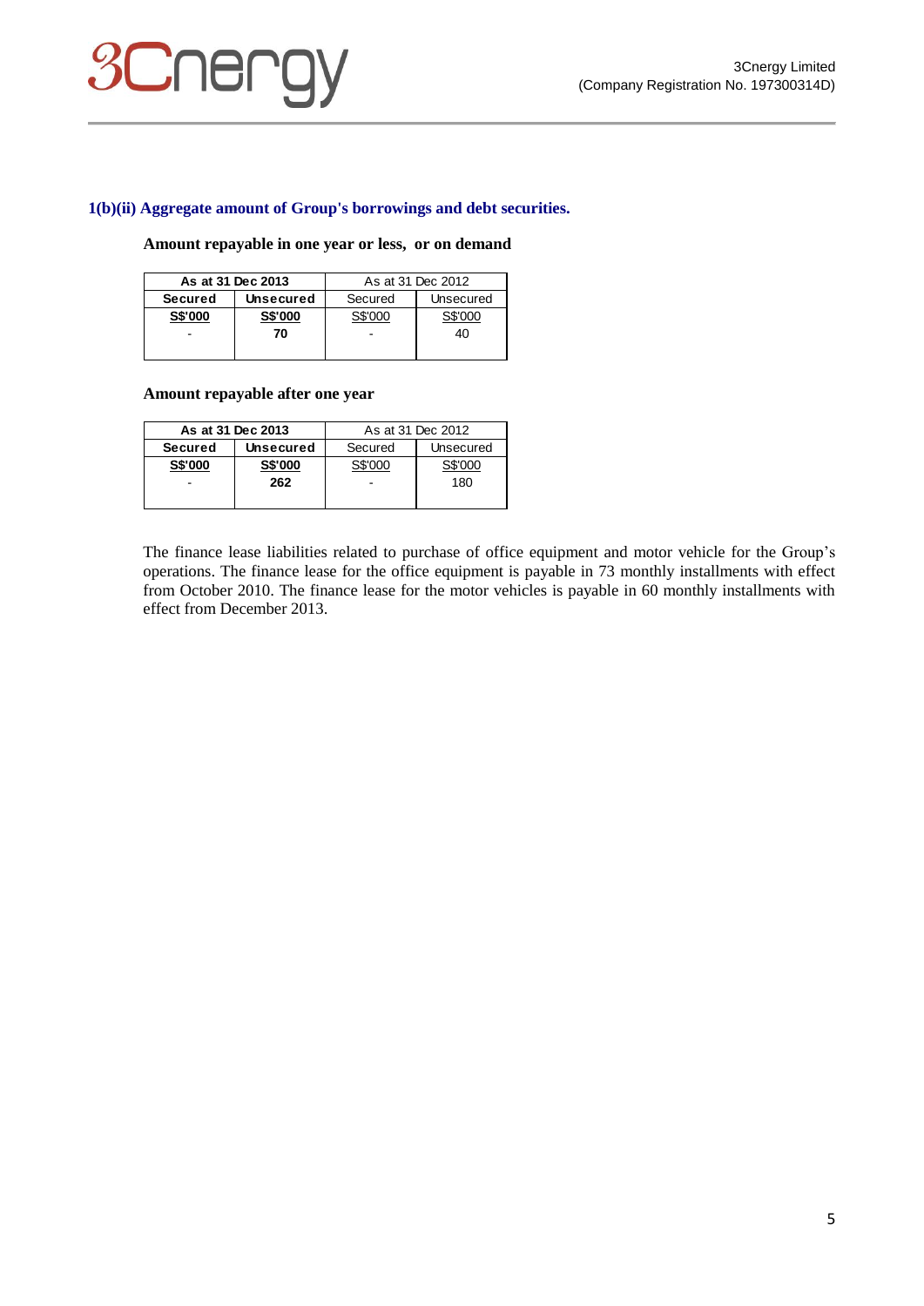### 1(b)(ii) Aggregate amount of Group's borrowings and debt securities.

**Amount repayable in one year or less, or on demand**

| As at 31 Dec 2013 | | As at 31 Dec 2012 | |
|---|---|---|---|
| **Secured** | **Unsecured** | Secured | Unsecured |
| **S$'000** | **S$'000** | S$'000 | S$'000 |
| - | **70** | - | 40 |

**Amount repayable after one year**

| As at 31 Dec 2013 | | As at 31 Dec 2012 | |
|---|---|---|---|
| **Secured** | **Unsecured** | Secured | Unsecured |
| **S$'000** | **S$'000** | S$'000 | S$'000 |
| - | **262** | - | 180 |

The finance lease liabilities related to purchase of office equipment and motor vehicle for the Group's operations. The finance lease for the office equipment is payable in 73 monthly installments with effect from October 2010. The finance lease for the motor vehicles is payable in 60 monthly installments with effect from December 2013.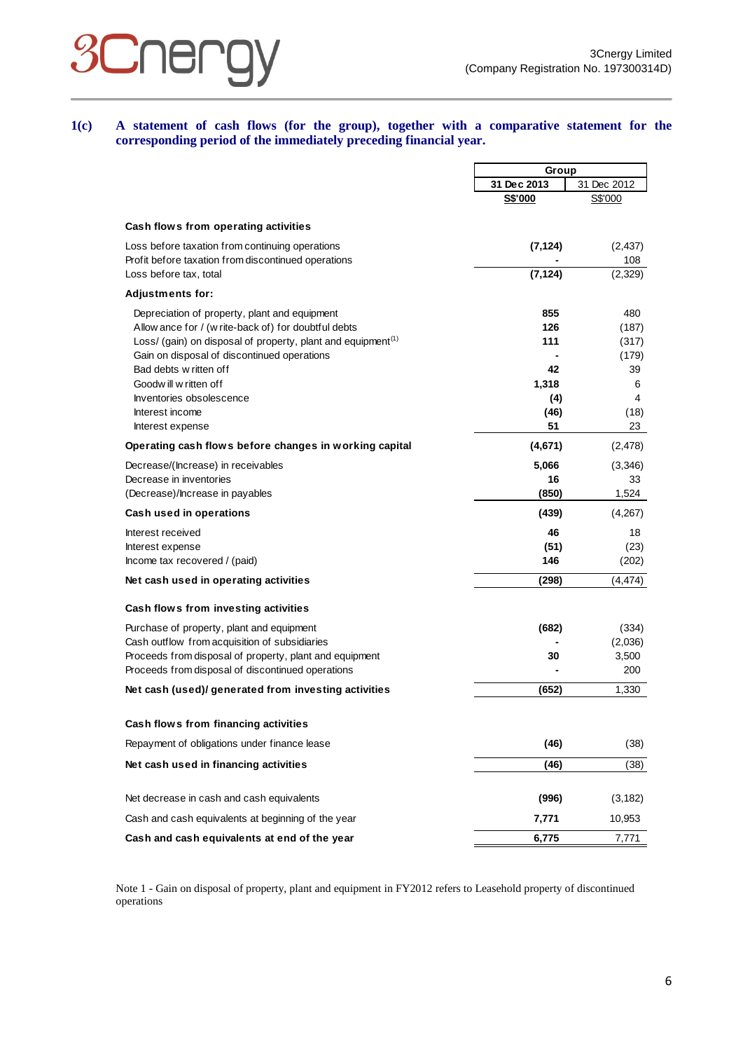**1(c) A statement of cash flows (for the group), together with a comparative statement for the corresponding period of the immediately preceding financial year.**

| | Group | |
|---|---|---|
| | **31 Dec 2013** | 31 Dec 2012 |
| | **S$'000** | S$'000 |
| **Cash flows from operating activities** | | |
| Loss before taxation from continuing operations | **(7,124)** | (2,437) |
| Profit before taxation from discontinued operations | **-** | 108 |
| Loss before tax, total | **(7,124)** | (2,329) |
| **Adjustments for:** | | |
| Depreciation of property, plant and equipment | **855** | 480 |
| Allowance for / (write-back of) for doubtful debts | **126** | (187) |
| Loss/ (gain) on disposal of property, plant and equipment[1] | **111** | (317) |
| Gain on disposal of discontinued operations | **-** | (179) |
| Bad debts written off | **42** | 39 |
| Goodwill written off | **1,318** | 6 |
| Inventories obsolescence | **(4)** | 4 |
| Interest income | **(46)** | (18) |
| Interest expense | **51** | 23 |
| **Operating cash flows before changes in working capital** | **(4,671)** | (2,478) |
| Decrease/(Increase) in receivables | **5,066** | (3,346) |
| Decrease in inventories | **16** | 33 |
| (Decrease)/Increase in payables | **(850)** | 1,524 |
| **Cash used in operations** | **(439)** | (4,267) |
| Interest received | **46** | 18 |
| Interest expense | **(51)** | (23) |
| Income tax recovered / (paid) | **146** | (202) |
| **Net cash used in operating activities** | **(298)** | (4,474) |
| **Cash flows from investing activities** | | |
| Purchase of property, plant and equipment | **(682)** | (334) |
| Cash outflow from acquisition of subsidiaries | **-** | (2,036) |
| Proceeds from disposal of property, plant and equipment | **30** | 3,500 |
| Proceeds from disposal of discontinued operations | **-** | 200 |
| **Net cash (used)/ generated from investing activities** | **(652)** | 1,330 |
| **Cash flows from financing activities** | | |
| Repayment of obligations under finance lease | **(46)** | (38) |
| **Net cash used in financing activities** | **(46)** | (38) |
| Net decrease in cash and cash equivalents | **(996)** | (3,182) |
| Cash and cash equivalents at beginning of the year | **7,771** | 10,953 |
| **Cash and cash equivalents at end of the year** | **6,775** | 7,771 |

Note 1 - Gain on disposal of property, plant and equipment in FY2012 refers to Leasehold property of discontinued operations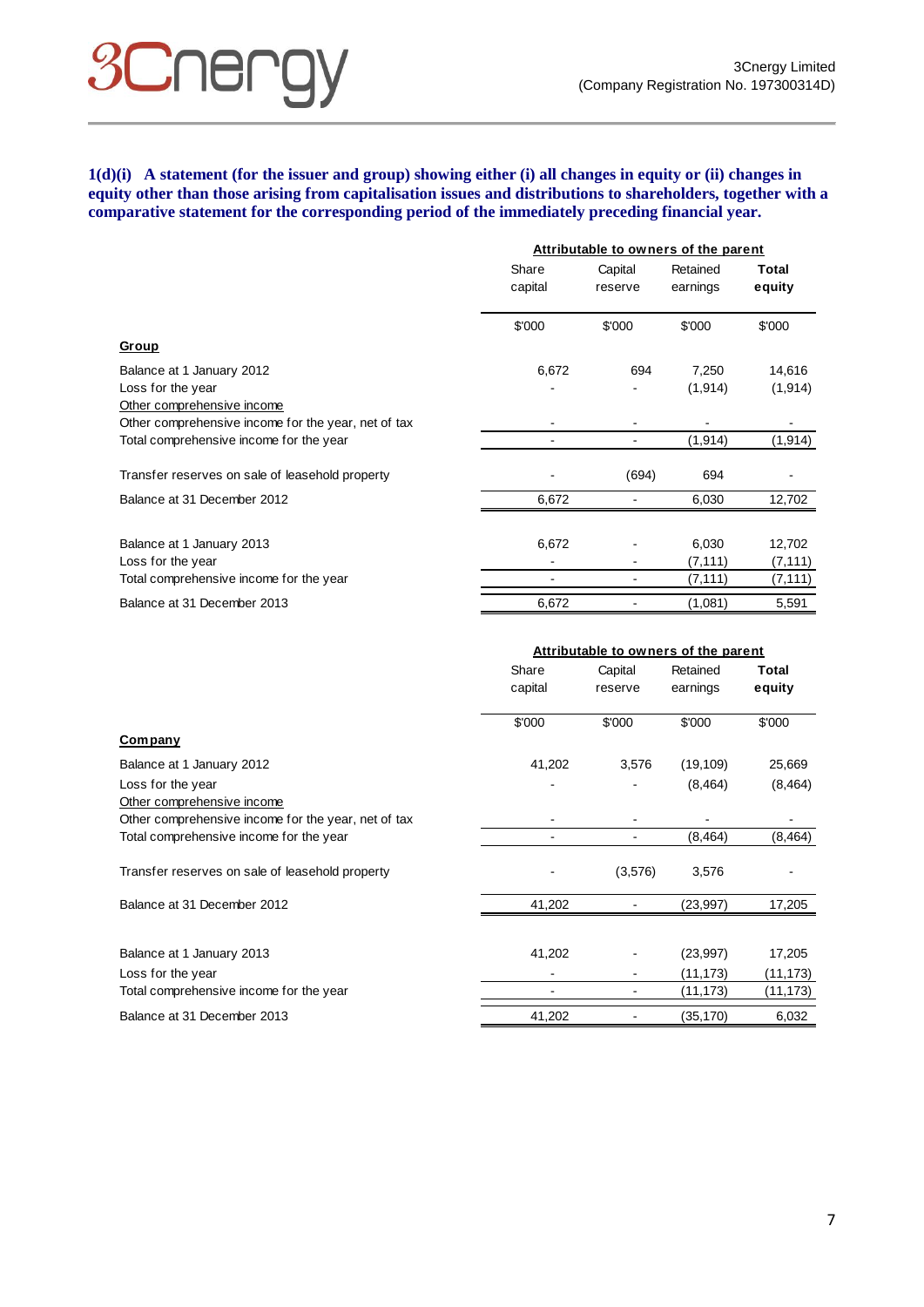**1(d)(i) A statement (for the issuer and group) showing either (i) all changes in equity or (ii) changes in equity other than those arising from capitalisation issues and distributions to shareholders, together with a comparative statement for the corresponding period of the immediately preceding financial year.**

| | Attributable to owners of the parent | | | |
|---|---|---|---|---|
| | Share capital | Capital reserve | Retained earnings | **Total equity** |
| | $'000 | $'000 | $'000 | $'000 |
| **Group** | | | | |
| Balance at 1 January 2012 | 6,672 | 694 | 7,250 | 14,616 |
| Loss for the year | - | - | (1,914) | (1,914) |
| Other comprehensive income | | | | |
| Other comprehensive income for the year, net of tax | - | - | - | - |
| Total comprehensive income for the year | - | - | (1,914) | (1,914) |
| Transfer reserves on sale of leasehold property | - | (694) | 694 | - |
| Balance at 31 December 2012 | 6,672 | - | 6,030 | 12,702 |
| Balance at 1 January 2013 | 6,672 | - | 6,030 | 12,702 |
| Loss for the year | - | - | (7,111) | (7,111) |
| Total comprehensive income for the year | - | - | (7,111) | (7,111) |
| Balance at 31 December 2013 | 6,672 | - | (1,081) | 5,591 |

| | Attributable to owners of the parent | | | |
|---|---|---|---|---|
| | Share capital | Capital reserve | Retained earnings | **Total equity** |
| | $'000 | $'000 | $'000 | $'000 |
| **Company** | | | | |
| Balance at 1 January 2012 | 41,202 | 3,576 | (19,109) | 25,669 |
| Loss for the year | - | - | (8,464) | (8,464) |
| Other comprehensive income | | | | |
| Other comprehensive income for the year, net of tax | - | - | - | - |
| Total comprehensive income for the year | - | - | (8,464) | (8,464) |
| Transfer reserves on sale of leasehold property | - | (3,576) | 3,576 | - |
| Balance at 31 December 2012 | 41,202 | - | (23,997) | 17,205 |
| Balance at 1 January 2013 | 41,202 | - | (23,997) | 17,205 |
| Loss for the year | - | - | (11,173) | (11,173) |
| Total comprehensive income for the year | - | - | (11,173) | (11,173) |
| Balance at 31 December 2013 | 41,202 | - | (35,170) | 6,032 |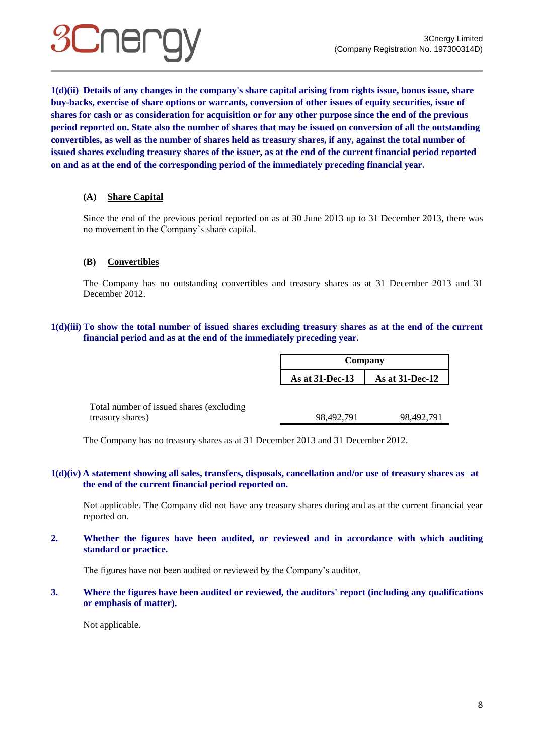**1(d)(ii) Details of any changes in the company's share capital arising from rights issue, bonus issue, share buy-backs, exercise of share options or warrants, conversion of other issues of equity securities, issue of shares for cash or as consideration for acquisition or for any other purpose since the end of the previous period reported on. State also the number of shares that may be issued on conversion of all the outstanding convertibles, as well as the number of shares held as treasury shares, if any, against the total number of issued shares excluding treasury shares of the issuer, as at the end of the current financial period reported on and as at the end of the corresponding period of the immediately preceding financial year.**

**(A) <u>Share Capital</u>**

Since the end of the previous period reported on as at 30 June 2013 up to 31 December 2013, there was no movement in the Company's share capital.

**(B) <u>Convertibles</u>**

The Company has no outstanding convertibles and treasury shares as at 31 December 2013 and 31 December 2012.

**1(d)(iii) To show the total number of issued shares excluding treasury shares as at the end of the current financial period and as at the end of the immediately preceding year.**

| | Company | |
|---|---|---|
| | **As at 31-Dec-13** | **As at 31-Dec-12** |
| Total number of issued shares (excluding treasury shares) | 98,492,791 | 98,492,791 |

The Company has no treasury shares as at 31 December 2013 and 31 December 2012.

**1(d)(iv) A statement showing all sales, transfers, disposals, cancellation and/or use of treasury shares as at the end of the current financial period reported on.**

Not applicable. The Company did not have any treasury shares during and as at the current financial year reported on.

**2. Whether the figures have been audited, or reviewed and in accordance with which auditing standard or practice.**

The figures have not been audited or reviewed by the Company's auditor.

**3. Where the figures have been audited or reviewed, the auditors' report (including any qualifications or emphasis of matter).**

Not applicable.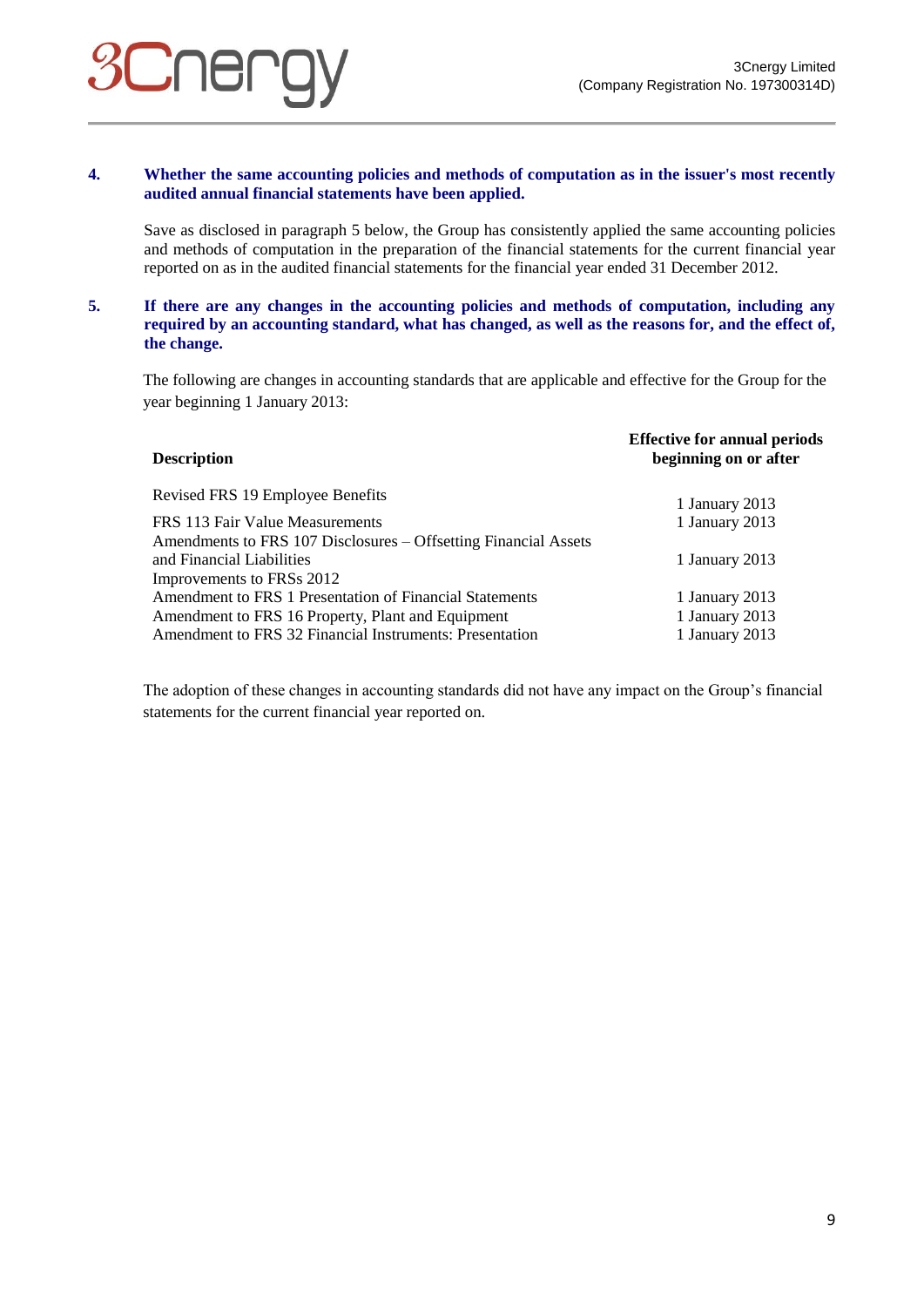**4. Whether the same accounting policies and methods of computation as in the issuer's most recently audited annual financial statements have been applied.**

Save as disclosed in paragraph 5 below, the Group has consistently applied the same accounting policies and methods of computation in the preparation of the financial statements for the current financial year reported on as in the audited financial statements for the financial year ended 31 December 2012.

**5. If there are any changes in the accounting policies and methods of computation, including any required by an accounting standard, what has changed, as well as the reasons for, and the effect of, the change.**

The following are changes in accounting standards that are applicable and effective for the Group for the year beginning 1 January 2013:

| Description | Effective for annual periods beginning on or after |
|---|---|
| Revised FRS 19 Employee Benefits | 1 January 2013 |
| FRS 113 Fair Value Measurements | 1 January 2013 |
| Amendments to FRS 107 Disclosures – Offsetting Financial Assets and Financial Liabilities | 1 January 2013 |
| Improvements to FRSs 2012 | |
| Amendment to FRS 1 Presentation of Financial Statements | 1 January 2013 |
| Amendment to FRS 16 Property, Plant and Equipment | 1 January 2013 |
| Amendment to FRS 32 Financial Instruments: Presentation | 1 January 2013 |

The adoption of these changes in accounting standards did not have any impact on the Group's financial statements for the current financial year reported on.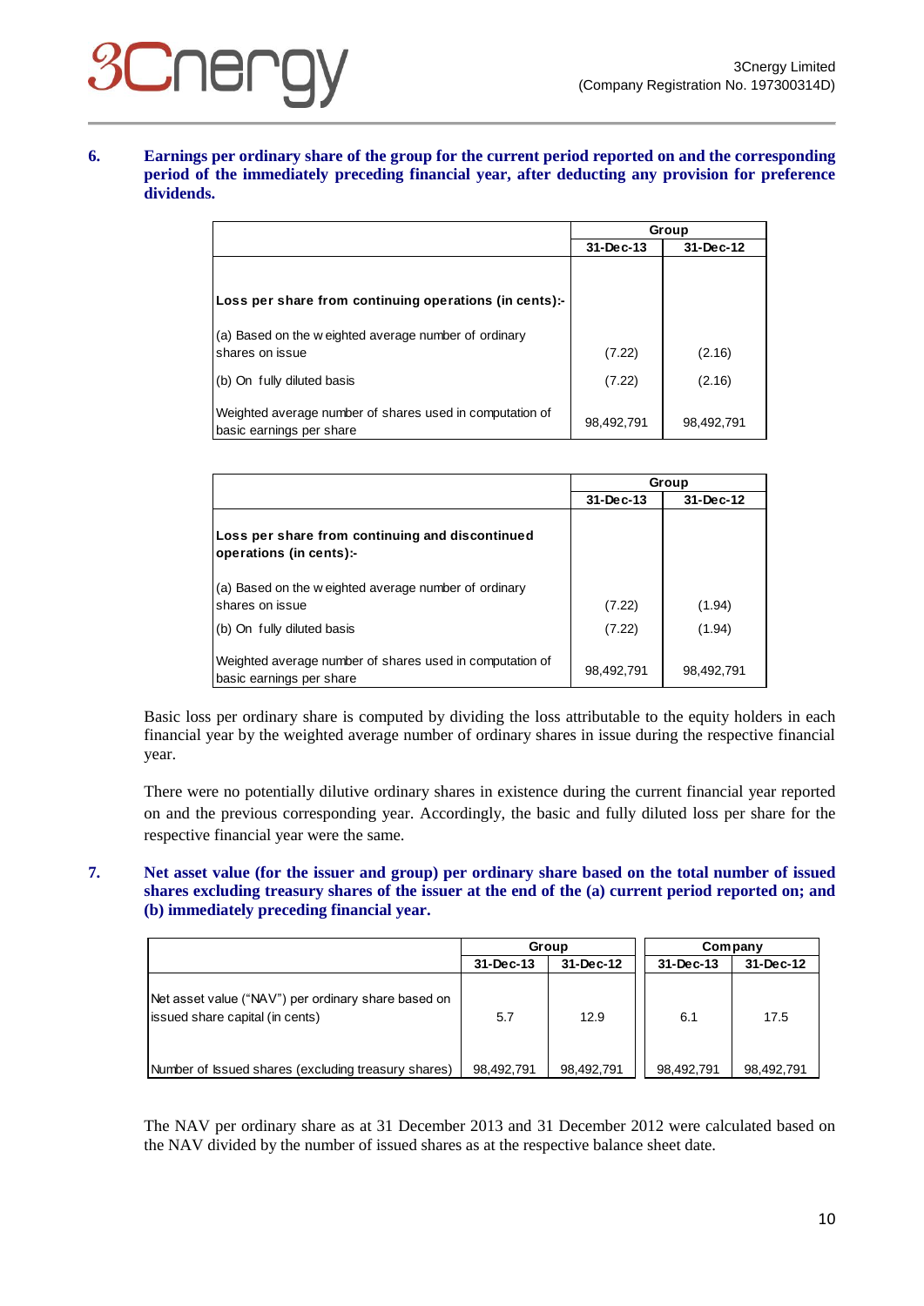**6. Earnings per ordinary share of the group for the current period reported on and the corresponding period of the immediately preceding financial year, after deducting any provision for preference dividends.**

| | Group | |
|---|---|---|
| | 31-Dec-13 | 31-Dec-12 |
| **Loss per share from continuing operations (in cents):-** | | |
| (a) Based on the weighted average number of ordinary shares on issue | (7.22) | (2.16) |
| (b) On fully diluted basis | (7.22) | (2.16) |
| Weighted average number of shares used in computation of basic earnings per share | 98,492,791 | 98,492,791 |

| | Group | |
|---|---|---|
| | 31-Dec-13 | 31-Dec-12 |
| **Loss per share from continuing and discontinued operations (in cents):-** | | |
| (a) Based on the weighted average number of ordinary shares on issue | (7.22) | (1.94) |
| (b) On fully diluted basis | (7.22) | (1.94) |
| Weighted average number of shares used in computation of basic earnings per share | 98,492,791 | 98,492,791 |

Basic loss per ordinary share is computed by dividing the loss attributable to the equity holders in each financial year by the weighted average number of ordinary shares in issue during the respective financial year.

There were no potentially dilutive ordinary shares in existence during the current financial year reported on and the previous corresponding year. Accordingly, the basic and fully diluted loss per share for the respective financial year were the same.

**7. Net asset value (for the issuer and group) per ordinary share based on the total number of issued shares excluding treasury shares of the issuer at the end of the (a) current period reported on; and (b) immediately preceding financial year.**

| | Group | | Company | |
|---|---|---|---|---|
| | 31-Dec-13 | 31-Dec-12 | 31-Dec-13 | 31-Dec-12 |
| Net asset value ("NAV") per ordinary share based on issued share capital (in cents) | 5.7 | 12.9 | 6.1 | 17.5 |
| Number of issued shares (excluding treasury shares) | 98,492,791 | 98,492,791 | 98,492,791 | 98,492,791 |

The NAV per ordinary share as at 31 December 2013 and 31 December 2012 were calculated based on the NAV divided by the number of issued shares as at the respective balance sheet date.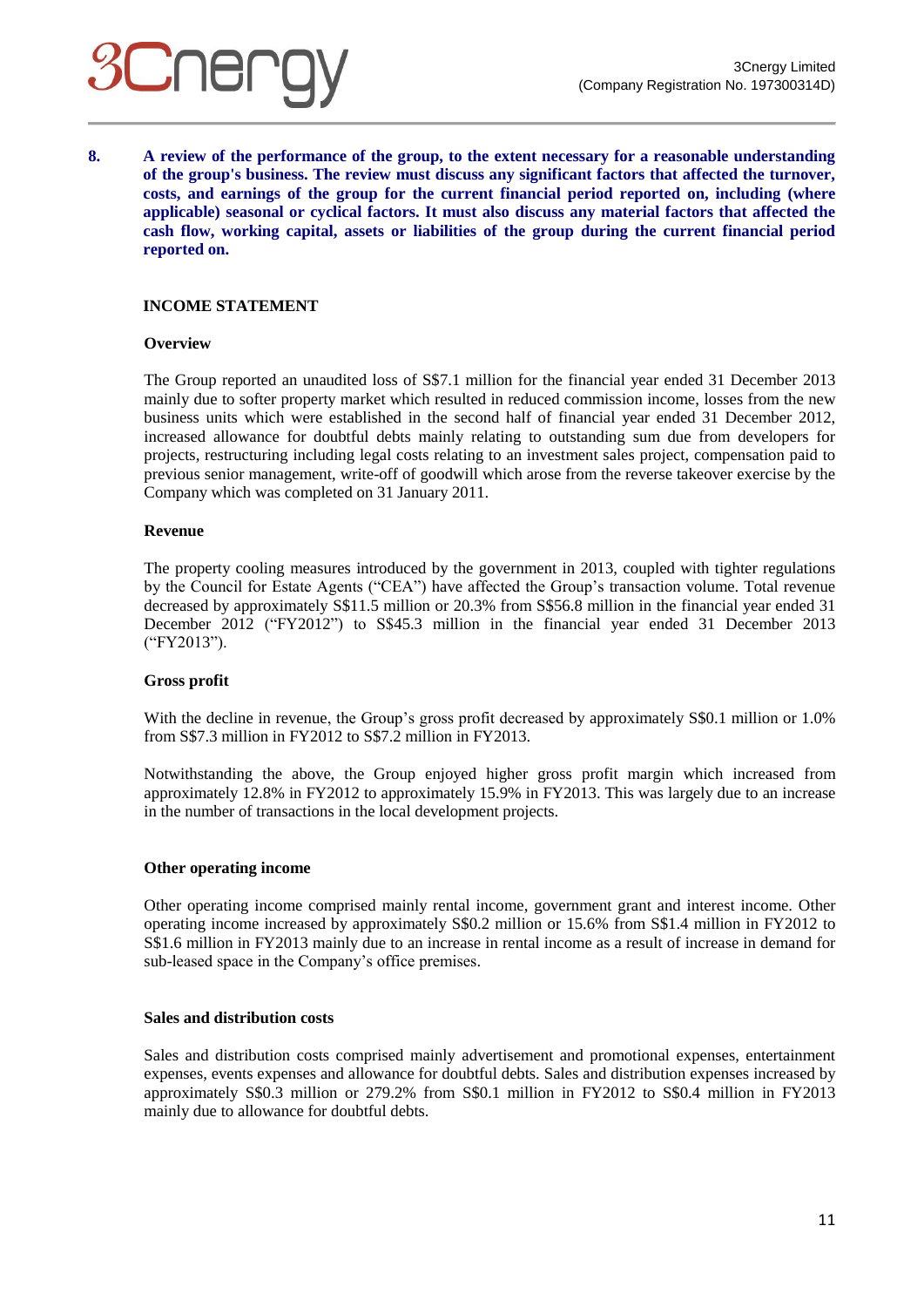**8. A review of the performance of the group, to the extent necessary for a reasonable understanding of the group's business. The review must discuss any significant factors that affected the turnover, costs, and earnings of the group for the current financial period reported on, including (where applicable) seasonal or cyclical factors. It must also discuss any material factors that affected the cash flow, working capital, assets or liabilities of the group during the current financial period reported on.**

**INCOME STATEMENT**

**Overview**

The Group reported an unaudited loss of S$7.1 million for the financial year ended 31 December 2013 mainly due to softer property market which resulted in reduced commission income, losses from the new business units which were established in the second half of financial year ended 31 December 2012, increased allowance for doubtful debts mainly relating to outstanding sum due from developers for projects, restructuring including legal costs relating to an investment sales project, compensation paid to previous senior management, write-off of goodwill which arose from the reverse takeover exercise by the Company which was completed on 31 January 2011.

**Revenue**

The property cooling measures introduced by the government in 2013, coupled with tighter regulations by the Council for Estate Agents ("CEA") have affected the Group's transaction volume. Total revenue decreased by approximately S$11.5 million or 20.3% from S$56.8 million in the financial year ended 31 December 2012 ("FY2012") to S$45.3 million in the financial year ended 31 December 2013 ("FY2013").

**Gross profit**

With the decline in revenue, the Group's gross profit decreased by approximately S$0.1 million or 1.0% from S$7.3 million in FY2012 to S$7.2 million in FY2013.

Notwithstanding the above, the Group enjoyed higher gross profit margin which increased from approximately 12.8% in FY2012 to approximately 15.9% in FY2013. This was largely due to an increase in the number of transactions in the local development projects.

**Other operating income**

Other operating income comprised mainly rental income, government grant and interest income. Other operating income increased by approximately S$0.2 million or 15.6% from S$1.4 million in FY2012 to S$1.6 million in FY2013 mainly due to an increase in rental income as a result of increase in demand for sub-leased space in the Company's office premises.

**Sales and distribution costs**

Sales and distribution costs comprised mainly advertisement and promotional expenses, entertainment expenses, events expenses and allowance for doubtful debts. Sales and distribution expenses increased by approximately S$0.3 million or 279.2% from S$0.1 million in FY2012 to S$0.4 million in FY2013 mainly due to allowance for doubtful debts.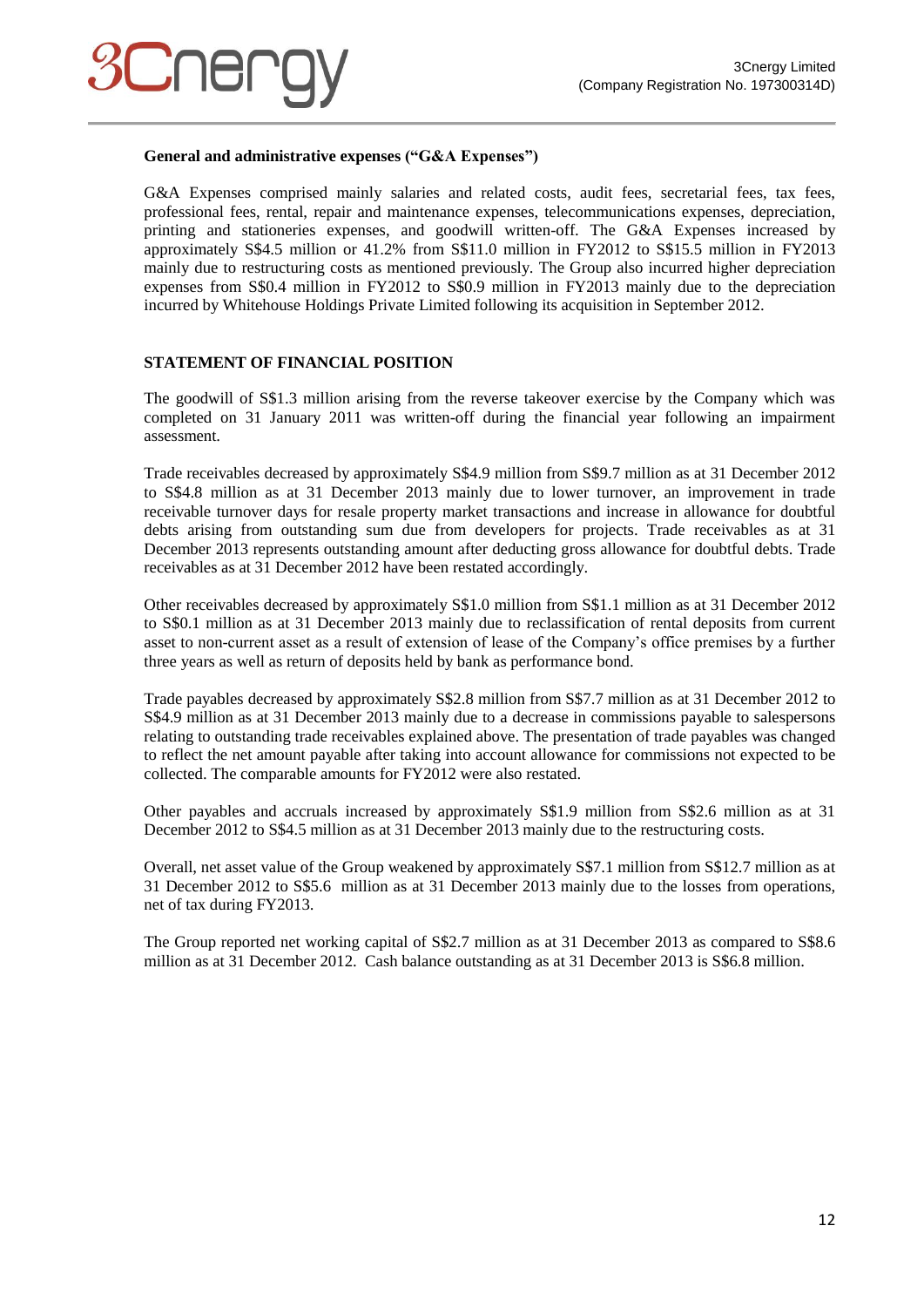**General and administrative expenses ("G&A Expenses")**

G&A Expenses comprised mainly salaries and related costs, audit fees, secretarial fees, tax fees, professional fees, rental, repair and maintenance expenses, telecommunications expenses, depreciation, printing and stationeries expenses, and goodwill written-off. The G&A Expenses increased by approximately S$4.5 million or 41.2% from S$11.0 million in FY2012 to S$15.5 million in FY2013 mainly due to restructuring costs as mentioned previously. The Group also incurred higher depreciation expenses from S$0.4 million in FY2012 to S$0.9 million in FY2013 mainly due to the depreciation incurred by Whitehouse Holdings Private Limited following its acquisition in September 2012.

**STATEMENT OF FINANCIAL POSITION**

The goodwill of S$1.3 million arising from the reverse takeover exercise by the Company which was completed on 31 January 2011 was written-off during the financial year following an impairment assessment.

Trade receivables decreased by approximately S$4.9 million from S$9.7 million as at 31 December 2012 to S$4.8 million as at 31 December 2013 mainly due to lower turnover, an improvement in trade receivable turnover days for resale property market transactions and increase in allowance for doubtful debts arising from outstanding sum due from developers for projects. Trade receivables as at 31 December 2013 represents outstanding amount after deducting gross allowance for doubtful debts. Trade receivables as at 31 December 2012 have been restated accordingly.

Other receivables decreased by approximately S$1.0 million from S$1.1 million as at 31 December 2012 to S$0.1 million as at 31 December 2013 mainly due to reclassification of rental deposits from current asset to non-current asset as a result of extension of lease of the Company's office premises by a further three years as well as return of deposits held by bank as performance bond.

Trade payables decreased by approximately S$2.8 million from S$7.7 million as at 31 December 2012 to S$4.9 million as at 31 December 2013 mainly due to a decrease in commissions payable to salespersons relating to outstanding trade receivables explained above. The presentation of trade payables was changed to reflect the net amount payable after taking into account allowance for commissions not expected to be collected. The comparable amounts for FY2012 were also restated.

Other payables and accruals increased by approximately S$1.9 million from S$2.6 million as at 31 December 2012 to S$4.5 million as at 31 December 2013 mainly due to the restructuring costs.

Overall, net asset value of the Group weakened by approximately S$7.1 million from S$12.7 million as at 31 December 2012 to S$5.6 million as at 31 December 2013 mainly due to the losses from operations, net of tax during FY2013.

The Group reported net working capital of S$2.7 million as at 31 December 2013 as compared to S$8.6 million as at 31 December 2012. Cash balance outstanding as at 31 December 2013 is S$6.8 million.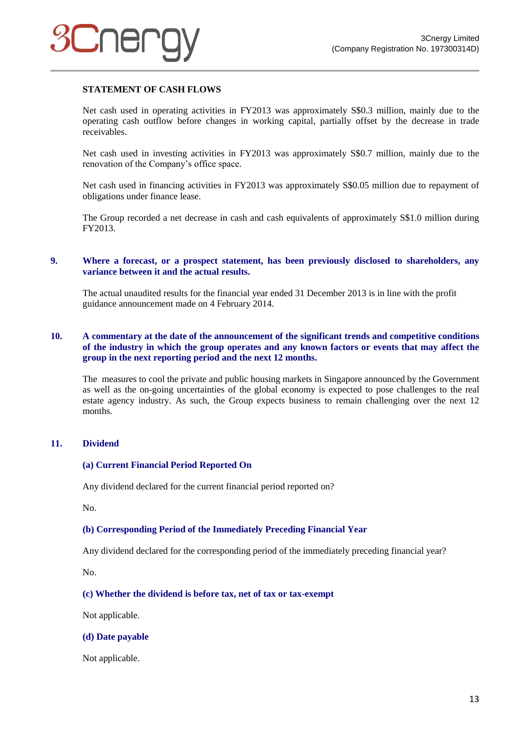**STATEMENT OF CASH FLOWS**

Net cash used in operating activities in FY2013 was approximately S$0.3 million, mainly due to the operating cash outflow before changes in working capital, partially offset by the decrease in trade receivables.

Net cash used in investing activities in FY2013 was approximately S$0.7 million, mainly due to the renovation of the Company's office space.

Net cash used in financing activities in FY2013 was approximately S$0.05 million due to repayment of obligations under finance lease.

The Group recorded a net decrease in cash and cash equivalents of approximately S$1.0 million during FY2013.

## 9. Where a forecast, or a prospect statement, has been previously disclosed to shareholders, any variance between it and the actual results.

The actual unaudited results for the financial year ended 31 December 2013 is in line with the profit guidance announcement made on 4 February 2014.

## 10. A commentary at the date of the announcement of the significant trends and competitive conditions of the industry in which the group operates and any known factors or events that may affect the group in the next reporting period and the next 12 months.

The measures to cool the private and public housing markets in Singapore announced by the Government as well as the on-going uncertainties of the global economy is expected to pose challenges to the real estate agency industry. As such, the Group expects business to remain challenging over the next 12 months.

## 11. Dividend

### (a) Current Financial Period Reported On

Any dividend declared for the current financial period reported on?

No.

### (b) Corresponding Period of the Immediately Preceding Financial Year

Any dividend declared for the corresponding period of the immediately preceding financial year?

No.

### (c) Whether the dividend is before tax, net of tax or tax-exempt

Not applicable.

### (d) Date payable

Not applicable.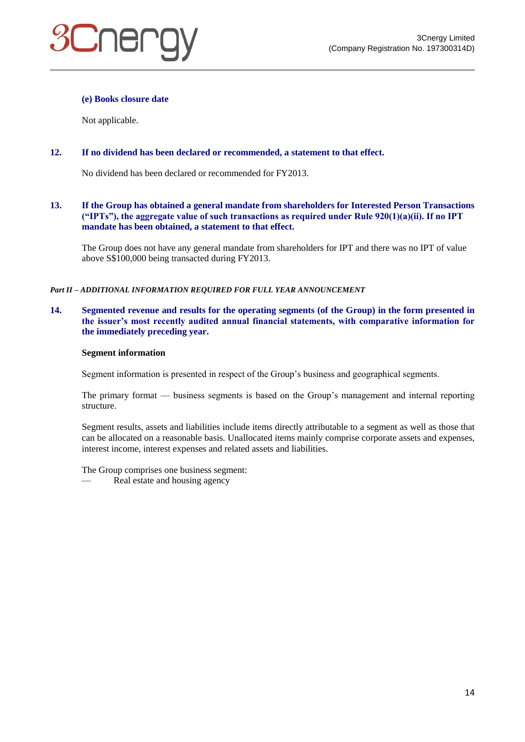**(e) Books closure date**

Not applicable.

**12. If no dividend has been declared or recommended, a statement to that effect.**

No dividend has been declared or recommended for FY2013.

**13. If the Group has obtained a general mandate from shareholders for Interested Person Transactions ("IPTs"), the aggregate value of such transactions as required under Rule 920(1)(a)(ii). If no IPT mandate has been obtained, a statement to that effect.**

The Group does not have any general mandate from shareholders for IPT and there was no IPT of value above S$100,000 being transacted during FY2013.

***Part II – ADDITIONAL INFORMATION REQUIRED FOR FULL YEAR ANNOUNCEMENT***

**14. Segmented revenue and results for the operating segments (of the Group) in the form presented in the issuer's most recently audited annual financial statements, with comparative information for the immediately preceding year.**

**Segment information**

Segment information is presented in respect of the Group's business and geographical segments.

The primary format — business segments is based on the Group's management and internal reporting structure.

Segment results, assets and liabilities include items directly attributable to a segment as well as those that can be allocated on a reasonable basis. Unallocated items mainly comprise corporate assets and expenses, interest income, interest expenses and related assets and liabilities.

The Group comprises one business segment:

— Real estate and housing agency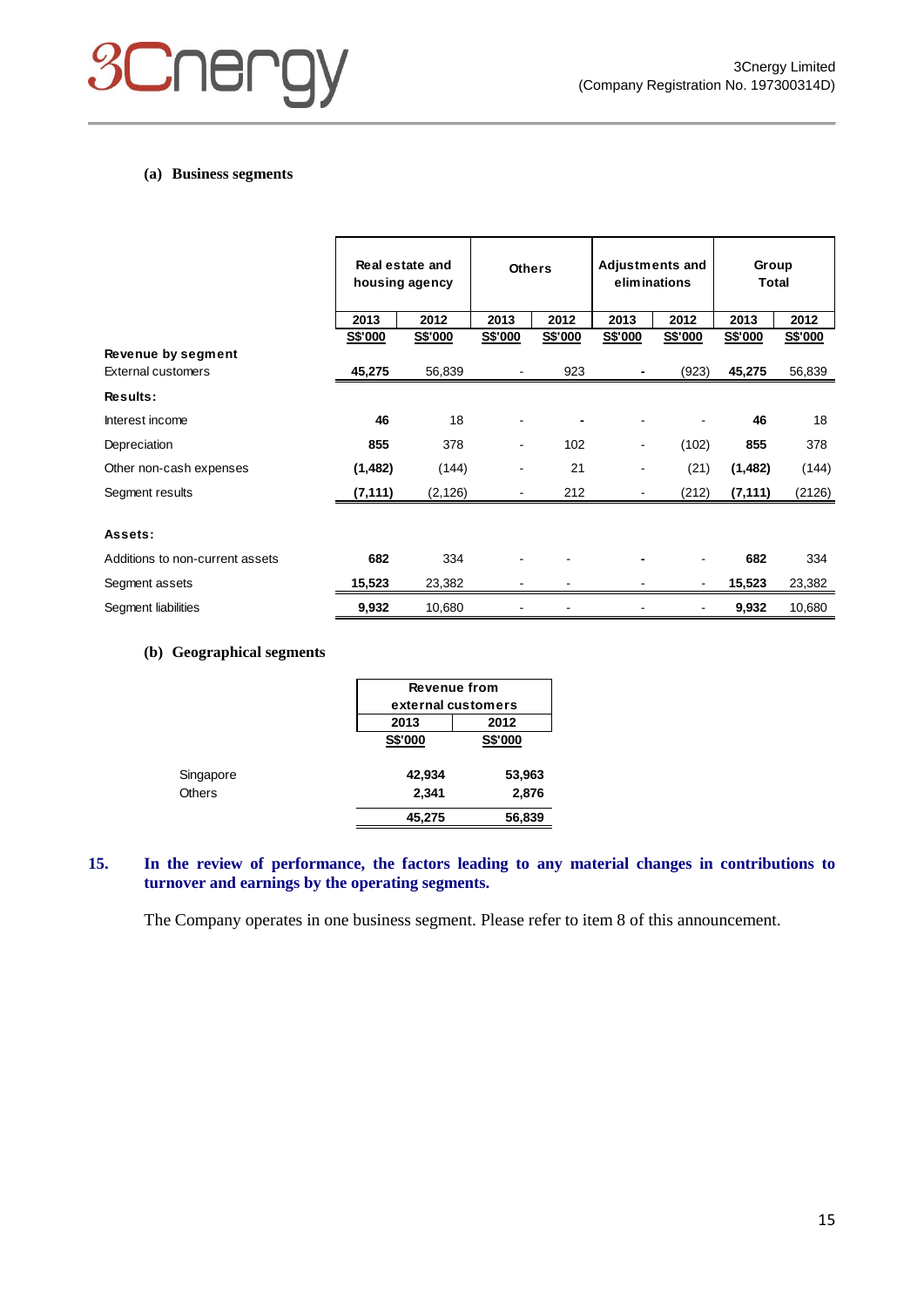**(a) Business segments**

| | Real estate and housing agency | | Others | | Adjustments and eliminations | | Group Total | |
|---|---|---|---|---|---|---|---|---|
| | 2013 | 2012 | 2013 | 2012 | 2013 | 2012 | 2013 | 2012 |
| | S$'000 | S$'000 | S$'000 | S$'000 | S$'000 | S$'000 | S$'000 | S$'000 |
| **Revenue by segment** | | | | | | | | |
| External customers | **45,275** | 56,839 | - | 923 | **-** | (923) | **45,275** | 56,839 |
| **Results:** | | | | | | | | |
| Interest income | **46** | 18 | - | **-** | - | - | **46** | 18 |
| Depreciation | **855** | 378 | - | 102 | - | (102) | **855** | 378 |
| Other non-cash expenses | **(1,482)** | (144) | - | 21 | - | (21) | **(1,482)** | (144) |
| Segment results | **(7,111)** | (2,126) | - | 212 | - | (212) | **(7,111)** | (2126) |
| **Assets:** | | | | | | | | |
| Additions to non-current assets | **682** | 334 | - | - | **-** | - | **682** | 334 |
| Segment assets | **15,523** | 23,382 | - | - | - | - | **15,523** | 23,382 |
| Segment liabilities | **9,932** | 10,680 | - | - | - | - | **9,932** | 10,680 |

**(b) Geographical segments**

| | Revenue from external customers | |
|---|---|---|
| | 2013 | 2012 |
| | S$'000 | S$'000 |
| Singapore | **42,934** | **53,963** |
| Others | **2,341** | **2,876** |
| | **45,275** | **56,839** |

**15. In the review of performance, the factors leading to any material changes in contributions to turnover and earnings by the operating segments.**

The Company operates in one business segment. Please refer to item 8 of this announcement.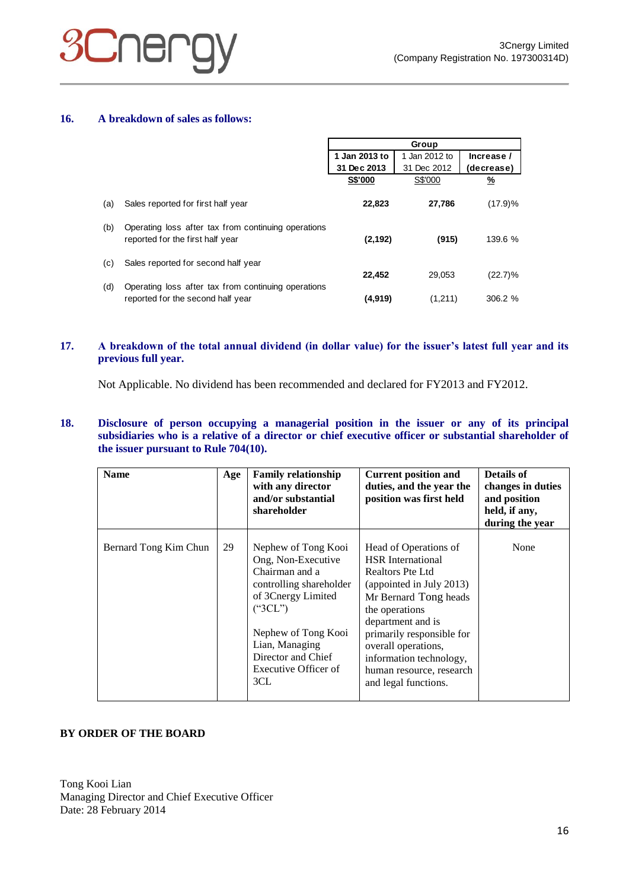## 16. A breakdown of sales as follows:

| | | Group | | |
|---|---|---|---|---|
| | | **1 Jan 2013 to 31 Dec 2013** | 1 Jan 2012 to 31 Dec 2012 | **Increase / (decrease)** |
| | | **S$'000** | S$'000 | **%** |
| (a) | Sales reported for first half year | **22,823** | **27,786** | (17.9)% |
| (b) | Operating loss after tax from continuing operations reported for the first half year | **(2,192)** | **(915)** | 139.6 % |
| (c) | Sales reported for second half year | **22,452** | 29,053 | (22.7)% |
| (d) | Operating loss after tax from continuing operations reported for the second half year | **(4,919)** | (1,211) | 306.2 % |

## 17. A breakdown of the total annual dividend (in dollar value) for the issuer's latest full year and its previous full year.

Not Applicable. No dividend has been recommended and declared for FY2013 and FY2012.

## 18. Disclosure of person occupying a managerial position in the issuer or any of its principal subsidiaries who is a relative of a director or chief executive officer or substantial shareholder of the issuer pursuant to Rule 704(10).

| Name | Age | Family relationship with any director and/or substantial shareholder | Current position and duties, and the year the position was first held | Details of changes in duties and position held, if any, during the year |
|---|---|---|---|---|
| Bernard Tong Kim Chun | 29 | Nephew of Tong Kooi Ong, Non-Executive Chairman and a controlling shareholder of 3Cnergy Limited ("3CL")<br><br>Nephew of Tong Kooi Lian, Managing Director and Chief Executive Officer of 3CL | Head of Operations of HSR International Realtors Pte Ltd (appointed in July 2013) Mr Bernard Tong heads the operations department and is primarily responsible for overall operations, information technology, human resource, research and legal functions. | None |

**BY ORDER OF THE BOARD**

Tong Kooi Lian
Managing Director and Chief Executive Officer
Date: 28 February 2014